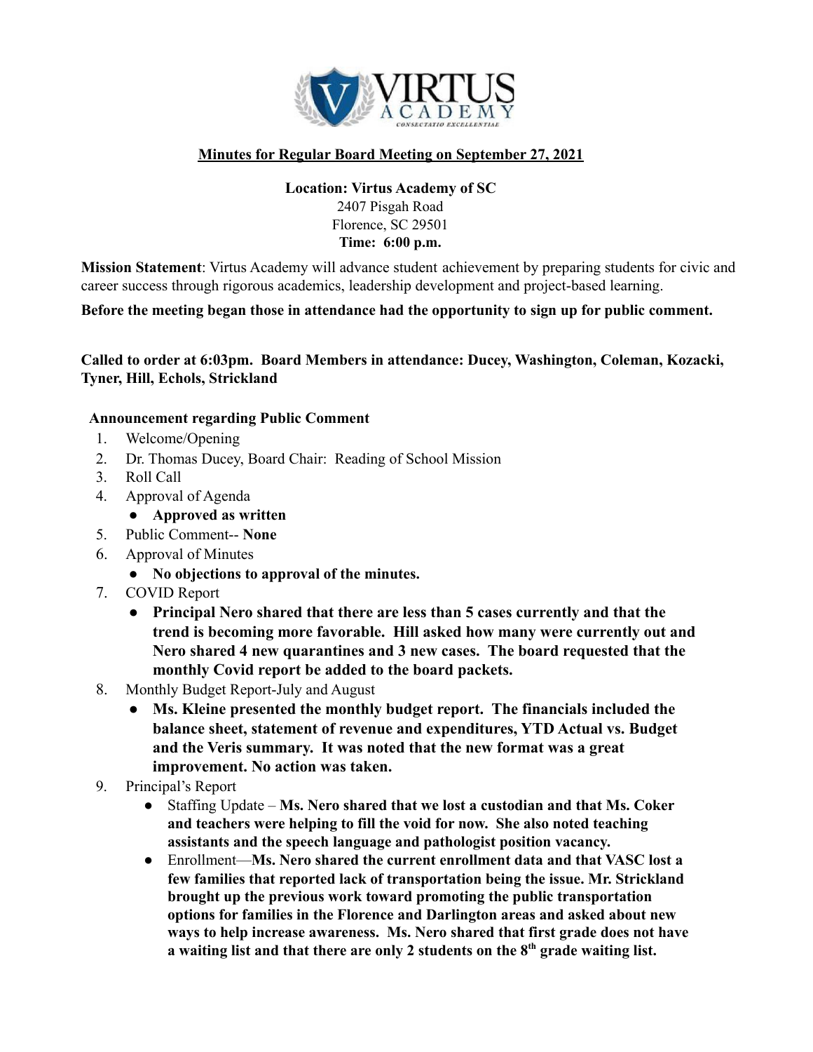**Minutes for Regular Board Meeting on September 27, 2021**

**Location: Virtus Academy of SC**
2407 Pisgah Road
Florence, SC 29501
**Time: 6:00 p.m.**

**Mission Statement**: Virtus Academy will advance student achievement by preparing students for civic and career success through rigorous academics, leadership development and project-based learning.

**Before the meeting began those in attendance had the opportunity to sign up for public comment.**

**Called to order at 6:03pm. Board Members in attendance: Ducey, Washington, Coleman, Kozacki, Tyner, Hill, Echols, Strickland**

**Announcement regarding Public Comment**

1. Welcome/Opening
2. Dr. Thomas Ducey, Board Chair: Reading of School Mission
3. Roll Call
4. Approval of Agenda
   - **Approved as written**
5. Public Comment-- **None**
6. Approval of Minutes
   - **No objections to approval of the minutes.**
7. COVID Report
   - **Principal Nero shared that there are less than 5 cases currently and that the trend is becoming more favorable. Hill asked how many were currently out and Nero shared 4 new quarantines and 3 new cases. The board requested that the monthly Covid report be added to the board packets.**
8. Monthly Budget Report-July and August
   - **Ms. Kleine presented the monthly budget report. The financials included the balance sheet, statement of revenue and expenditures, YTD Actual vs. Budget and the Veris summary. It was noted that the new format was a great improvement. No action was taken.**
9. Principal's Report
   - Staffing Update – **Ms. Nero shared that we lost a custodian and that Ms. Coker and teachers were helping to fill the void for now. She also noted teaching assistants and the speech language and pathologist position vacancy.**
   - Enrollment—**Ms. Nero shared the current enrollment data and that VASC lost a few families that reported lack of transportation being the issue. Mr. Strickland brought up the previous work toward promoting the public transportation options for families in the Florence and Darlington areas and asked about new ways to help increase awareness. Ms. Nero shared that first grade does not have a waiting list and that there are only 2 students on the 8th grade waiting list.**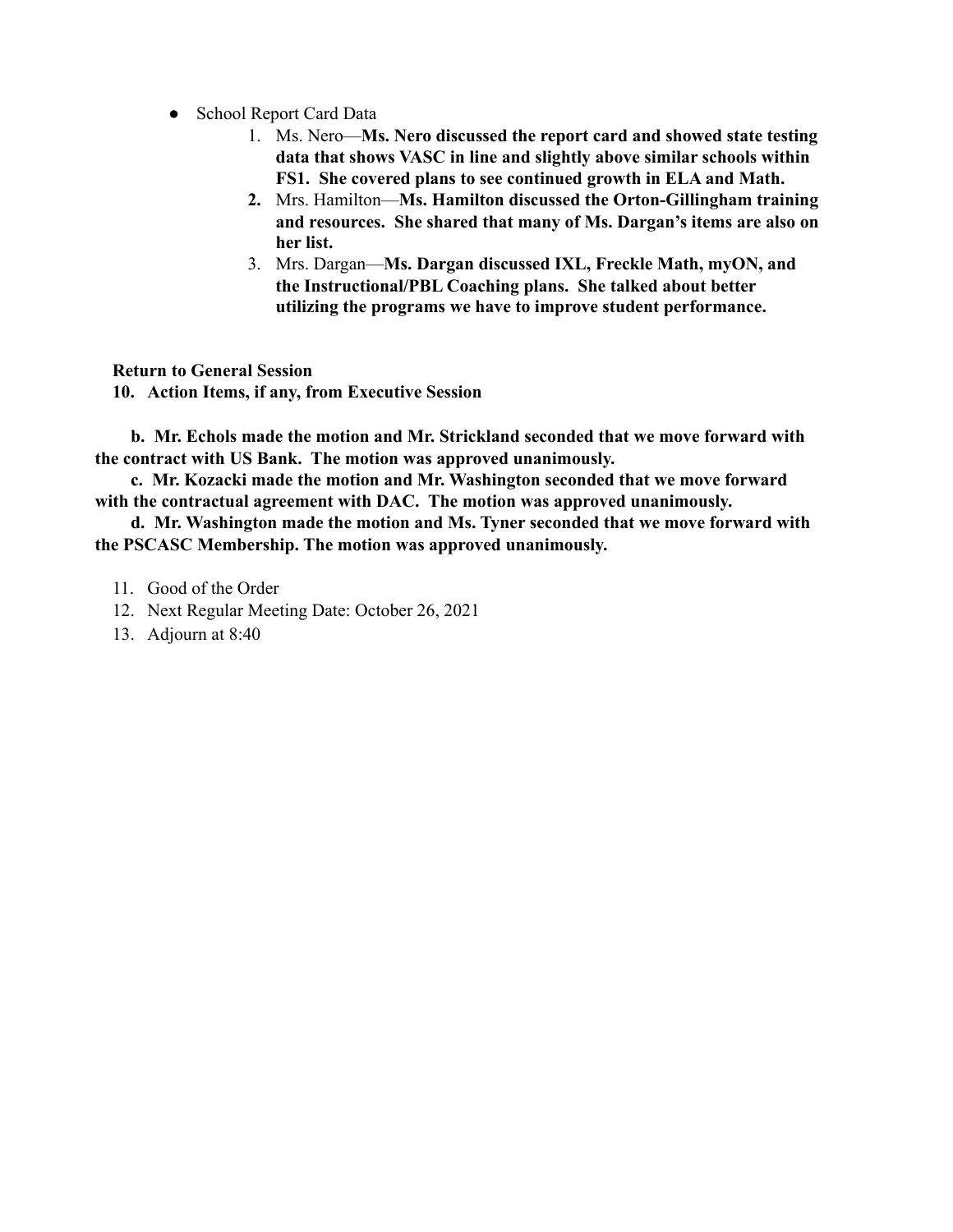- School Report Card Data
    1. Ms. Nero—**Ms. Nero discussed the report card and showed state testing data that shows VASC in line and slightly above similar schools within FS1. She covered plans to see continued growth in ELA and Math.**
    2. Mrs. Hamilton—**Ms. Hamilton discussed the Orton-Gillingham training and resources. She shared that many of Ms. Dargan's items are also on her list.**
    3. Mrs. Dargan—**Ms. Dargan discussed IXL, Freckle Math, myON, and the Instructional/PBL Coaching plans. She talked about better utilizing the programs we have to improve student performance.**

**Return to General Session**

**10. Action Items, if any, from Executive Session**

**b. Mr. Echols made the motion and Mr. Strickland seconded that we move forward with the contract with US Bank. The motion was approved unanimously.**

**c. Mr. Kozacki made the motion and Mr. Washington seconded that we move forward with the contractual agreement with DAC. The motion was approved unanimously.**

**d. Mr. Washington made the motion and Ms. Tyner seconded that we move forward with the PSCASC Membership. The motion was approved unanimously.**

11. Good of the Order
12. Next Regular Meeting Date: October 26, 2021
13. Adjourn at 8:40